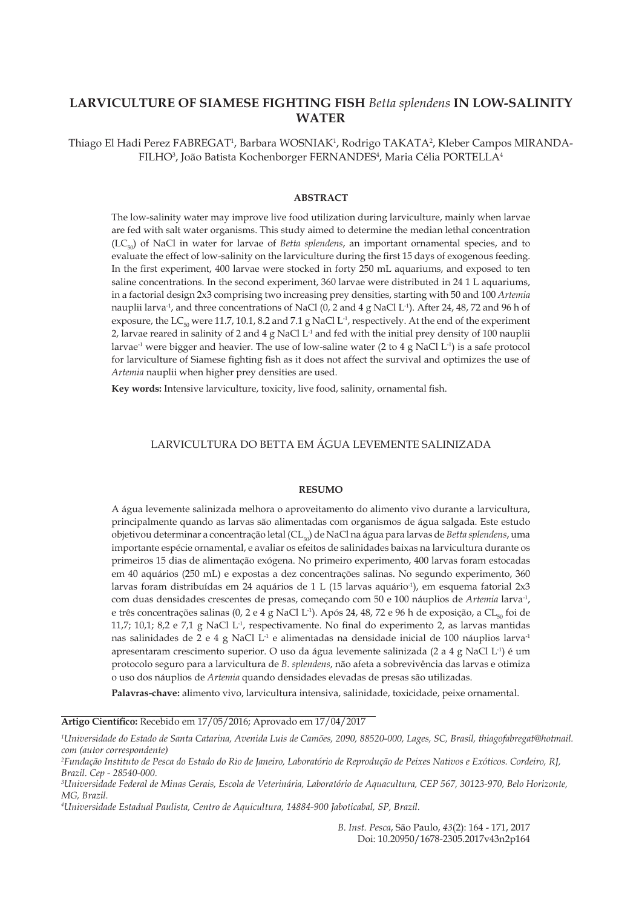# LARVICULTURE OF SIAMESE FIGHTING FISH *Betta splendens* IN LOW-SALINITY WATER

Thiago El Hadi Perez FABREGAT[1], Barbara WOSNIAK[1], Rodrigo TAKATA[2], Kleber Campos MIRANDA-FILHO[3], João Batista Kochenborger FERNANDES[4], Maria Célia PORTELLA[4]

## ABSTRACT

The low-salinity water may improve live food utilization during larviculture, mainly when larvae are fed with salt water organisms. This study aimed to determine the median lethal concentration ($LC_{50}$) of NaCl in water for larvae of *Betta splendens*, an important ornamental species, and to evaluate the effect of low-salinity on the larviculture during the first 15 days of exogenous feeding. In the first experiment, 400 larvae were stocked in forty 250 mL aquariums, and exposed to ten saline concentrations. In the second experiment, 360 larvae were distributed in 24 1 L aquariums, in a factorial design 2x3 comprising two increasing prey densities, starting with 50 and 100 *Artemia* nauplii larva$^{-1}$, and three concentrations of NaCl (0, 2 and 4 g NaCl L$^{-1}$). After 24, 48, 72 and 96 h of exposure, the $LC_{50}$ were 11.7, 10.1, 8.2 and 7.1 g NaCl L$^{-1}$, respectively. At the end of the experiment 2, larvae reared in salinity of 2 and 4 g NaCl L$^{-1}$ and fed with the initial prey density of 100 nauplii larvae$^{-1}$ were bigger and heavier. The use of low-saline water (2 to 4 g NaCl L$^{-1}$) is a safe protocol for larviculture of Siamese fighting fish as it does not affect the survival and optimizes the use of *Artemia* nauplii when higher prey densities are used.

**Key words:** Intensive larviculture, toxicity, live food, salinity, ornamental fish.

## LARVICULTURA DO BETTA EM ÁGUA LEVEMENTE SALINIZADA

## RESUMO

A água levemente salinizada melhora o aproveitamento do alimento vivo durante a larvicultura, principalmente quando as larvas são alimentadas com organismos de água salgada. Este estudo objetivou determinar a concentração letal ($CL_{50}$) de NaCl na água para larvas de *Betta splendens*, uma importante espécie ornamental, e avaliar os efeitos de salinidades baixas na larvicultura durante os primeiros 15 dias de alimentação exógena. No primeiro experimento, 400 larvas foram estocadas em 40 aquários (250 mL) e expostas a dez concentrações salinas. No segundo experimento, 360 larvas foram distribuídas em 24 aquários de 1 L (15 larvas aquário$^{-1}$), em esquema fatorial 2x3 com duas densidades crescentes de presas, começando com 50 e 100 náuplios de *Artemia* larva$^{-1}$, e três concentrações salinas (0, 2 e 4 g NaCl L$^{-1}$). Após 24, 48, 72 e 96 h de exposição, a $CL_{50}$ foi de 11,7; 10,1; 8,2 e 7,1 g NaCl L$^{-1}$, respectivamente. No final do experimento 2, as larvas mantidas nas salinidades de 2 e 4 g NaCl L$^{-1}$ e alimentadas na densidade inicial de 100 náuplios larva$^{-1}$ apresentaram crescimento superior. O uso da água levemente salinizada (2 a 4 g NaCl L$^{-1}$) é um protocolo seguro para a larvicultura de *B. splendens*, não afeta a sobrevivência das larvas e otimiza o uso dos náuplios de *Artemia* quando densidades elevadas de presas são utilizadas.

**Palavras-chave:** alimento vivo, larvicultura intensiva, salinidade, toxicidade, peixe ornamental.

**Artigo Científico:** Recebido em 17/05/2016; Aprovado em 17/04/2017

[1] *Universidade do Estado de Santa Catarina, Avenida Luis de Camões, 2090, 88520-000, Lages, SC, Brasil, thiagofabregat@hotmail.com (autor correspondente)*

[2] *Fundação Instituto de Pesca do Estado do Rio de Janeiro, Laboratório de Reprodução de Peixes Nativos e Exóticos. Cordeiro, RJ, Brazil. Cep - 28540-000.*

[3] *Universidade Federal de Minas Gerais, Escola de Veterinária, Laboratório de Aquacultura, CEP 567, 30123-970, Belo Horizonte, MG, Brazil.*

[4] *Universidade Estadual Paulista, Centro de Aquicultura, 14884-900 Jaboticabal, SP, Brazil.*

Doi: 10.20950/1678-2305.2017v43n2p164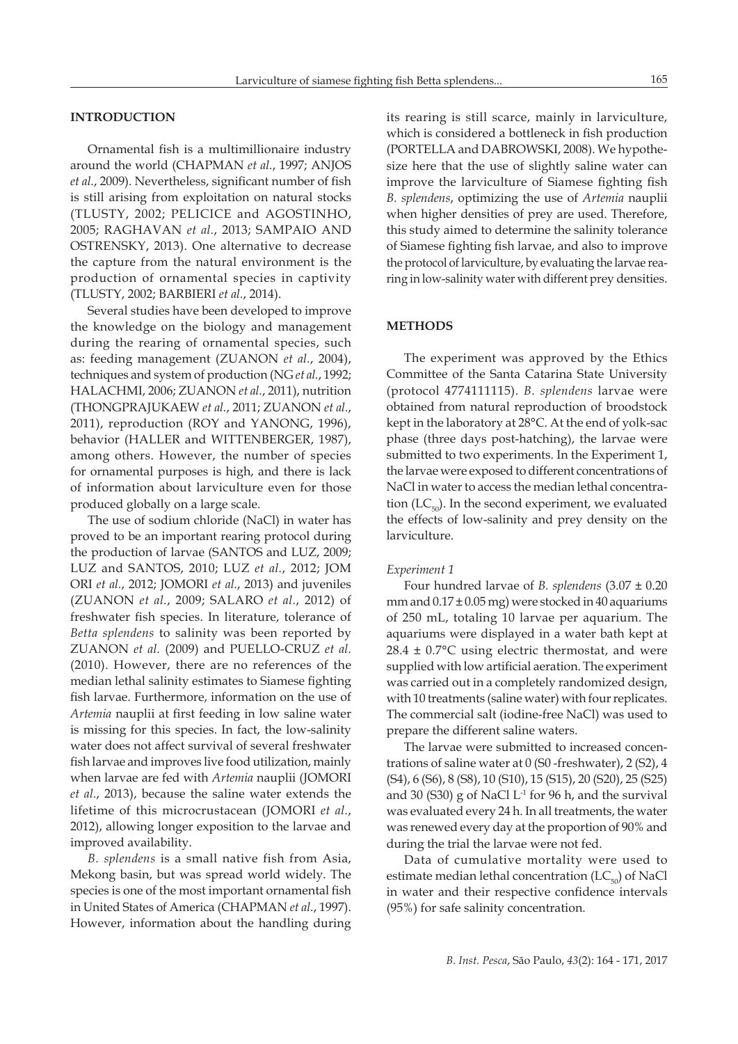## INTRODUCTION

Ornamental fish is a multimillionaire industry around the world (CHAPMAN *et al.*, 1997; ANJOS *et al.*, 2009). Nevertheless, significant number of fish is still arising from exploitation on natural stocks (TLUSTY, 2002; PELICICE and AGOSTINHO, 2005; RAGHAVAN *et al.*, 2013; SAMPAIO AND OSTRENSKY, 2013). One alternative to decrease the capture from the natural environment is the production of ornamental species in captivity (TLUSTY, 2002; BARBIERI *et al.*, 2014).

Several studies have been developed to improve the knowledge on the biology and management during the rearing of ornamental species, such as: feeding management (ZUANON *et al.*, 2004), techniques and system of production (NG *et al.*, 1992; HALACHMI, 2006; ZUANON *et al.*, 2011), nutrition (THONGPRAJUKAEW *et al.*, 2011; ZUANON *et al.*, 2011), reproduction (ROY and YANONG, 1996), behavior (HALLER and WITTENBERGER, 1987), among others. However, the number of species for ornamental purposes is high, and there is lack of information about larviculture even for those produced globally on a large scale.

The use of sodium chloride (NaCl) in water has proved to be an important rearing protocol during the production of larvae (SANTOS and LUZ, 2009; LUZ and SANTOS, 2010; LUZ *et al.*, 2012; JOM ORI *et al.*, 2012; JOMORI *et al.*, 2013) and juveniles (ZUANON *et al.*, 2009; SALARO *et al.*, 2012) of freshwater fish species. In literature, tolerance of *Betta splendens* to salinity was been reported by ZUANON *et al.* (2009) and PUELLO-CRUZ *et al.* (2010). However, there are no references of the median lethal salinity estimates to Siamese fighting fish larvae. Furthermore, information on the use of *Artemia* nauplii at first feeding in low saline water is missing for this species. In fact, the low-salinity water does not affect survival of several freshwater fish larvae and improves live food utilization, mainly when larvae are fed with *Artemia* nauplii (JOMORI *et al.*, 2013), because the saline water extends the lifetime of this microcrustacean (JOMORI *et al.*, 2012), allowing longer exposition to the larvae and improved availability.

*B. splendens* is a small native fish from Asia, Mekong basin, but was spread world widely. The species is one of the most important ornamental fish in United States of America (CHAPMAN *et al.*, 1997). However, information about the handling during its rearing is still scarce, mainly in larviculture, which is considered a bottleneck in fish production (PORTELLA and DABROWSKI, 2008). We hypothesize here that the use of slightly saline water can improve the larviculture of Siamese fighting fish *B. splendens*, optimizing the use of *Artemia* nauplii when higher densities of prey are used. Therefore, this study aimed to determine the salinity tolerance of Siamese fighting fish larvae, and also to improve the protocol of larviculture, by evaluating the larvae rearing in low-salinity water with different prey densities.

## METHODS

The experiment was approved by the Ethics Committee of the Santa Catarina State University (protocol 4774111115). *B. splendens* larvae were obtained from natural reproduction of broodstock kept in the laboratory at 28°C. At the end of yolk-sac phase (three days post-hatching), the larvae were submitted to two experiments. In the Experiment 1, the larvae were exposed to different concentrations of NaCl in water to access the median lethal concentration ($LC_{50}$). In the second experiment, we evaluated the effects of low-salinity and prey density on the larviculture.

### *Experiment 1*

Four hundred larvae of *B. splendens* (3.07 ± 0.20 mm and 0.17 ± 0.05 mg) were stocked in 40 aquariums of 250 mL, totaling 10 larvae per aquarium. The aquariums were displayed in a water bath kept at 28.4 ± 0.7°C using electric thermostat, and were supplied with low artificial aeration. The experiment was carried out in a completely randomized design, with 10 treatments (saline water) with four replicates. The commercial salt (iodine-free NaCl) was used to prepare the different saline waters.

The larvae were submitted to increased concentrations of saline water at 0 (S0 -freshwater), 2 (S2), 4 (S4), 6 (S6), 8 (S8), 10 (S10), 15 (S15), 20 (S20), 25 (S25) and 30 (S30) g of NaCl $L^{-1}$ for 96 h, and the survival was evaluated every 24 h. In all treatments, the water was renewed every day at the proportion of 90% and during the trial the larvae were not fed.

Data of cumulative mortality were used to estimate median lethal concentration ($LC_{50}$) of NaCl in water and their respective confidence intervals (95%) for safe salinity concentration.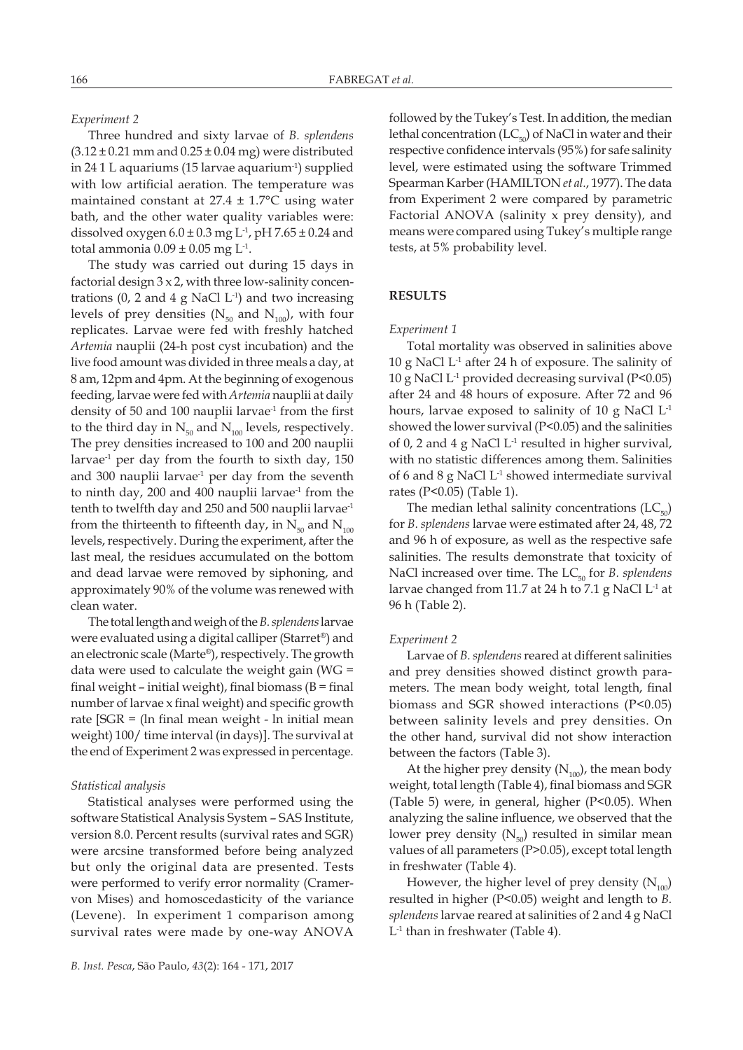### *Experiment 2*

Three hundred and sixty larvae of *B. splendens* ($3.12 \pm 0.21$ mm and $0.25 \pm 0.04$ mg) were distributed in 24 1 L aquariums (15 larvae aquarium$^{-1}$) supplied with low artificial aeration. The temperature was maintained constant at $27.4 \pm 1.7$°C using water bath, and the other water quality variables were: dissolved oxygen $6.0 \pm 0.3$ mg L$^{-1}$, pH $7.65 \pm 0.24$ and total ammonia $0.09 \pm 0.05$ mg L$^{-1}$.

The study was carried out during 15 days in factorial design 3 x 2, with three low-salinity concentrations (0, 2 and 4 g NaCl L$^{-1}$) and two increasing levels of prey densities ($N_{50}$ and $N_{100}$), with four replicates. Larvae were fed with freshly hatched *Artemia* nauplii (24-h post cyst incubation) and the live food amount was divided in three meals a day, at 8 am, 12pm and 4pm. At the beginning of exogenous feeding, larvae were fed with *Artemia* nauplii at daily density of 50 and 100 nauplii larvae$^{-1}$ from the first to the third day in $N_{50}$ and $N_{100}$ levels, respectively. The prey densities increased to 100 and 200 nauplii larvae$^{-1}$ per day from the fourth to sixth day, 150 and 300 nauplii larvae$^{-1}$ per day from the seventh to ninth day, 200 and 400 nauplii larvae$^{-1}$ from the tenth to twelfth day and 250 and 500 nauplii larvae$^{-1}$ from the thirteenth to fifteenth day, in $N_{50}$ and $N_{100}$ levels, respectively. During the experiment, after the last meal, the residues accumulated on the bottom and dead larvae were removed by siphoning, and approximately 90% of the volume was renewed with clean water.

The total length and weigh of the *B. splendens* larvae were evaluated using a digital calliper (Starret®) and an electronic scale (Marte®), respectively. The growth data were used to calculate the weight gain (WG = final weight – initial weight), final biomass (B = final number of larvae x final weight) and specific growth rate [SGR = (ln final mean weight - ln initial mean weight) 100/ time interval (in days)]. The survival at the end of Experiment 2 was expressed in percentage.

### *Statistical analysis*

Statistical analyses were performed using the software Statistical Analysis System – SAS Institute, version 8.0. Percent results (survival rates and SGR) were arcsine transformed before being analyzed but only the original data are presented. Tests were performed to verify error normality (Cramer-von Mises) and homoscedasticity of the variance (Levene). In experiment 1 comparison among survival rates were made by one-way ANOVA followed by the Tukey's Test. In addition, the median lethal concentration ($LC_{50}$) of NaCl in water and their respective confidence intervals (95%) for safe salinity level, were estimated using the software Trimmed Spearman Karber (HAMILTON *et al.*, 1977). The data from Experiment 2 were compared by parametric Factorial ANOVA (salinity x prey density), and means were compared using Tukey's multiple range tests, at 5% probability level.

## RESULTS

### *Experiment 1*

Total mortality was observed in salinities above 10 g NaCl L$^{-1}$ after 24 h of exposure. The salinity of 10 g NaCl L$^{-1}$ provided decreasing survival ($P<0.05$) after 24 and 48 hours of exposure. After 72 and 96 hours, larvae exposed to salinity of 10 g NaCl L$^{-1}$ showed the lower survival ($P<0.05$) and the salinities of 0, 2 and 4 g NaCl L$^{-1}$ resulted in higher survival, with no statistic differences among them. Salinities of 6 and 8 g NaCl L$^{-1}$ showed intermediate survival rates ($P<0.05$) (Table 1).

The median lethal salinity concentrations ($LC_{50}$) for *B. splendens* larvae were estimated after 24, 48, 72 and 96 h of exposure, as well as the respective safe salinities. The results demonstrate that toxicity of NaCl increased over time. The $LC_{50}$ for *B. splendens* larvae changed from 11.7 at 24 h to 7.1 g NaCl L$^{-1}$ at 96 h (Table 2).

### *Experiment 2*

Larvae of *B. splendens* reared at different salinities and prey densities showed distinct growth parameters. The mean body weight, total length, final biomass and SGR showed interactions ($P<0.05$) between salinity levels and prey densities. On the other hand, survival did not show interaction between the factors (Table 3).

At the higher prey density ($N_{100}$), the mean body weight, total length (Table 4), final biomass and SGR (Table 5) were, in general, higher ($P<0.05$). When analyzing the saline influence, we observed that the lower prey density ($N_{50}$) resulted in similar mean values of all parameters ($P>0.05$), except total length in freshwater (Table 4).

However, the higher level of prey density ($N_{100}$) resulted in higher ($P<0.05$) weight and length to *B. splendens* larvae reared at salinities of 2 and 4 g NaCl L$^{-1}$ than in freshwater (Table 4).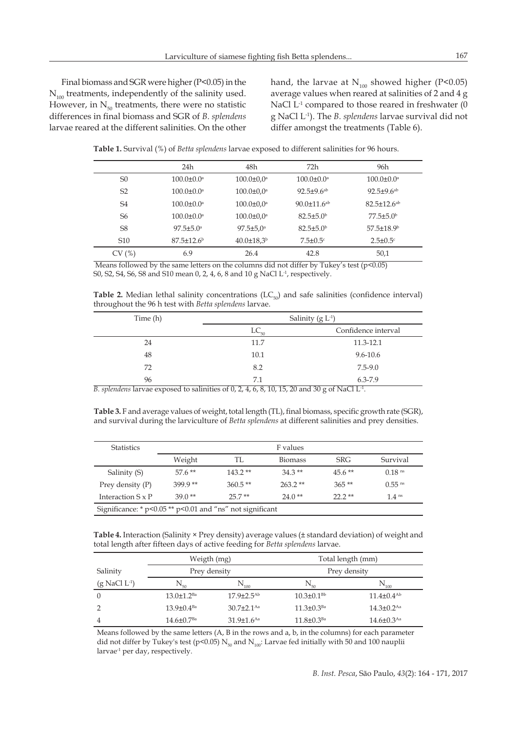Final biomass and SGR were higher (P<0.05) in the $N_{100}$ treatments, independently of the salinity used. However, in $N_{50}$ treatments, there were no statistic differences in final biomass and SGR of *B. splendens* larvae reared at the different salinities. On the other hand, the larvae at $N_{100}$ showed higher (P<0.05) average values when reared at salinities of 2 and 4 g NaCl $L^{-1}$ compared to those reared in freshwater (0 g NaCl $L^{-1}$). The *B. splendens* larvae survival did not differ amongst the treatments (Table 6).

**Table 1.** Survival (%) of *Betta splendens* larvae exposed to different salinities for 96 hours.

| | 24h | 48h | 72h | 96h |
|---|---|---|---|---|
| S0 | 100.0±0.0[a] | 100.0±0,0[a] | 100.0±0.0[a] | 100.0±0.0[a] |
| S2 | 100.0±0.0[a] | 100.0±0,0[a] | 92.5±9.6[ab] | 92.5±9.6[ab] |
| S4 | 100.0±0.0[a] | 100.0±0,0[a] | 90.0±11.6[ab] | 82.5±12.6[ab] |
| S6 | 100.0±0.0[a] | 100.0±0,0[a] | 82.5±5.0[b] | 77.5±5.0[b] |
| S8 | 97.5±5.0[a] | 97.5±5,0[a] | 82.5±5.0[b] | 57.5±18.9[b] |
| S10 | 87.5±12.6[b] | 40.0±18,3[b] | 7.5±0.5[c] | 2.5±0.5[c] |
| CV (%) | 6.9 | 26.4 | 42.8 | 50,1 |

Means followed by the same letters on the columns did not differ by Tukey's test (p<0.05)
S0, S2, S4, S6, S8 and S10 mean 0, 2, 4, 6, 8 and 10 g NaCl $L^{-1}$, respectively.

**Table 2.** Median lethal salinity concentrations ($LC_{50}$) and safe salinities (confidence interval) throughout the 96 h test with *Betta splendens* larvae.

| Time (h) | Salinity (g $L^{-1}$) | |
|---|---|---|
| | $LC_{50}$ | Confidence interval |
| 24 | 11.7 | 11.3-12.1 |
| 48 | 10.1 | 9.6-10.6 |
| 72 | 8.2 | 7.5-9.0 |
| 96 | 7.1 | 6.3-7.9 |

*B. splendens* larvae exposed to salinities of 0, 2, 4, 6, 8, 10, 15, 20 and 30 g of NaCl $L^{-1}$.

**Table 3.** F and average values of weight, total length (TL), final biomass, specific growth rate (SGR), and survival during the larviculture of *Betta splendens* at different salinities and prey densities.

| Statistics | F values | | | | |
|---|---|---|---|---|---|
| | Weight | TL | Biomass | SRG | Survival |
| Salinity (S) | 57.6 ** | 143.2 ** | 34.3 ** | 45.6 ** | 0.18 [ns] |
| Prey density (P) | 399.9 ** | 360.5 ** | 263.2 ** | 365 ** | 0.55 [ns] |
| Interaction S x P | 39.0 ** | 25.7 ** | 24.0 ** | 22.2 ** | 1.4 [ns] |

Significance: * p<0.05 ** p<0.01 and "ns" not significant

**Table 4.** Interaction (Salinity × Prey density) average values (± standard deviation) of weight and total length after fifteen days of active feeding for *Betta splendens* larvae.

| | Weigth (mg) | | Total length (mm) | |
|---|---|---|---|---|
| Salinity | Prey density | | Prey density | |
| (g NaCl $L^{-1}$) | $N_{50}$ | $N_{100}$ | $N_{50}$ | $N_{100}$ |
| 0 | 13.0±1.2[Ba] | 17.9±2.5[Ab] | 10.3±0.1[Bb] | 11.4±0.4[Ab] |
| 2 | 13.9±0.4[Ba] | 30.7±2.1[Aa] | 11.3±0.3[Ba] | 14.3±0.2[Aa] |
| 4 | 14.6±0.7[Ba] | 31.9±1.6[Aa] | 11.8±0.3[Ba] | 14.6±0.3[Aa] |

Means followed by the same letters (A, B in the rows and a, b, in the columns) for each parameter did not differ by Tukey's test (p<0.05) $N_{50}$ and $N_{100}$: Larvae fed initially with 50 and 100 nauplii larvae$^{-1}$ per day, respectively.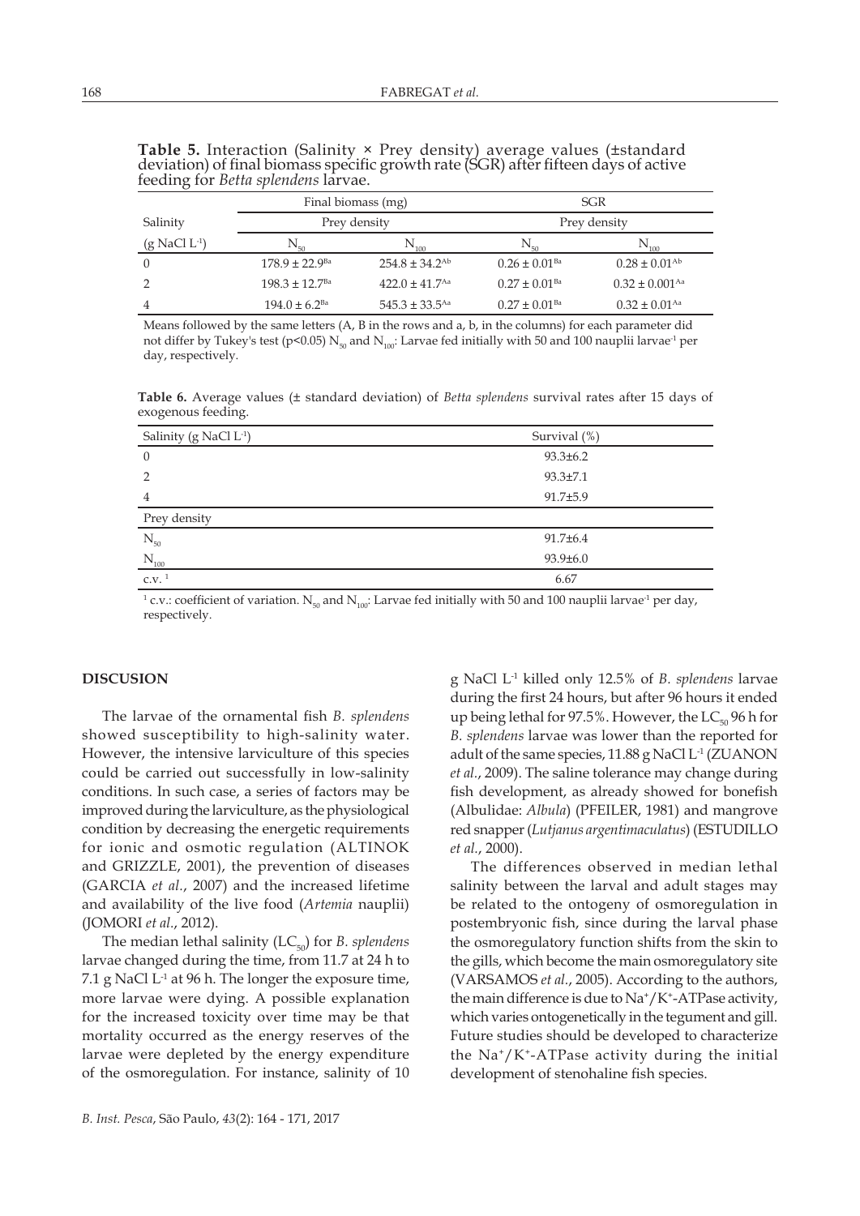**Table 5.** Interaction (Salinity × Prey density) average values (±standard deviation) of final biomass specific growth rate (SGR) after fifteen days of active feeding for *Betta splendens* larvae.

| Salinity | Final biomass (mg) | | SGR | |
|---|---|---|---|---|
| | Prey density | | Prey density | |
| (g NaCl $L^{-1}$) | $N_{50}$ | $N_{100}$ | $N_{50}$ | $N_{100}$ |
| 0 | 178.9 ± 22.9$^{Ba}$ | 254.8 ± 34.2$^{Ab}$ | 0.26 ± 0.01$^{Ba}$ | 0.28 ± 0.01$^{Ab}$ |
| 2 | 198.3 ± 12.7$^{Ba}$ | 422.0 ± 41.7$^{Aa}$ | 0.27 ± 0.01$^{Ba}$ | 0.32 ± 0.001$^{Aa}$ |
| 4 | 194.0 ± 6.2$^{Ba}$ | 545.3 ± 33.5$^{Aa}$ | 0.27 ± 0.01$^{Ba}$ | 0.32 ± 0.01$^{Aa}$ |

Means followed by the same letters (A, B in the rows and a, b, in the columns) for each parameter did not differ by Tukey's test ($p<0.05$) $N_{50}$ and $N_{100}$: Larvae fed initially with 50 and 100 nauplii larvae$^{-1}$ per day, respectively.

**Table 6.** Average values (± standard deviation) of *Betta splendens* survival rates after 15 days of exogenous feeding.

| Salinity (g NaCl $L^{-1}$) | Survival (%) |
|---|---|
| 0 | 93.3±6.2 |
| 2 | 93.3±7.1 |
| 4 | 91.7±5.9 |
| Prey density | |
| $N_{50}$ | 91.7±6.4 |
| $N_{100}$ | 93.9±6.0 |
| c.v. [1] | 6.67 |

[1] c.v.: coefficient of variation. $N_{50}$ and $N_{100}$: Larvae fed initially with 50 and 100 nauplii larvae$^{-1}$ per day, respectively.

## DISCUSION

The larvae of the ornamental fish *B. splendens* showed susceptibility to high-salinity water. However, the intensive larviculture of this species could be carried out successfully in low-salinity conditions. In such case, a series of factors may be improved during the larviculture, as the physiological condition by decreasing the energetic requirements for ionic and osmotic regulation (ALTINOK and GRIZZLE, 2001), the prevention of diseases (GARCIA *et al.*, 2007) and the increased lifetime and availability of the live food (*Artemia* nauplii) (JOMORI *et al*., 2012).

The median lethal salinity ($LC_{50}$) for *B. splendens* larvae changed during the time, from 11.7 at 24 h to 7.1 g NaCl $L^{-1}$ at 96 h. The longer the exposure time, more larvae were dying. A possible explanation for the increased toxicity over time may be that mortality occurred as the energy reserves of the larvae were depleted by the energy expenditure of the osmoregulation. For instance, salinity of 10 g NaCl $L^{-1}$ killed only 12.5% of *B. splendens* larvae during the first 24 hours, but after 96 hours it ended up being lethal for 97.5%. However, the $LC_{50}$ 96 h for *B. splendens* larvae was lower than the reported for adult of the same species, 11.88 g NaCl $L^{-1}$ (ZUANON *et al.*, 2009). The saline tolerance may change during fish development, as already showed for bonefish (Albulidae: *Albula*) (PFEILER, 1981) and mangrove red snapper (*Lutjanus argentimaculatus*) (ESTUDILLO *et al.*, 2000).

The differences observed in median lethal salinity between the larval and adult stages may be related to the ontogeny of osmoregulation in postembryonic fish, since during the larval phase the osmoregulatory function shifts from the skin to the gills, which become the main osmoregulatory site (VARSAMOS *et al.*, 2005). According to the authors, the main difference is due to $Na^+/K^+$-ATPase activity, which varies ontogenetically in the tegument and gill. Future studies should be developed to characterize the $Na^+/K^+$-ATPase activity during the initial development of stenohaline fish species.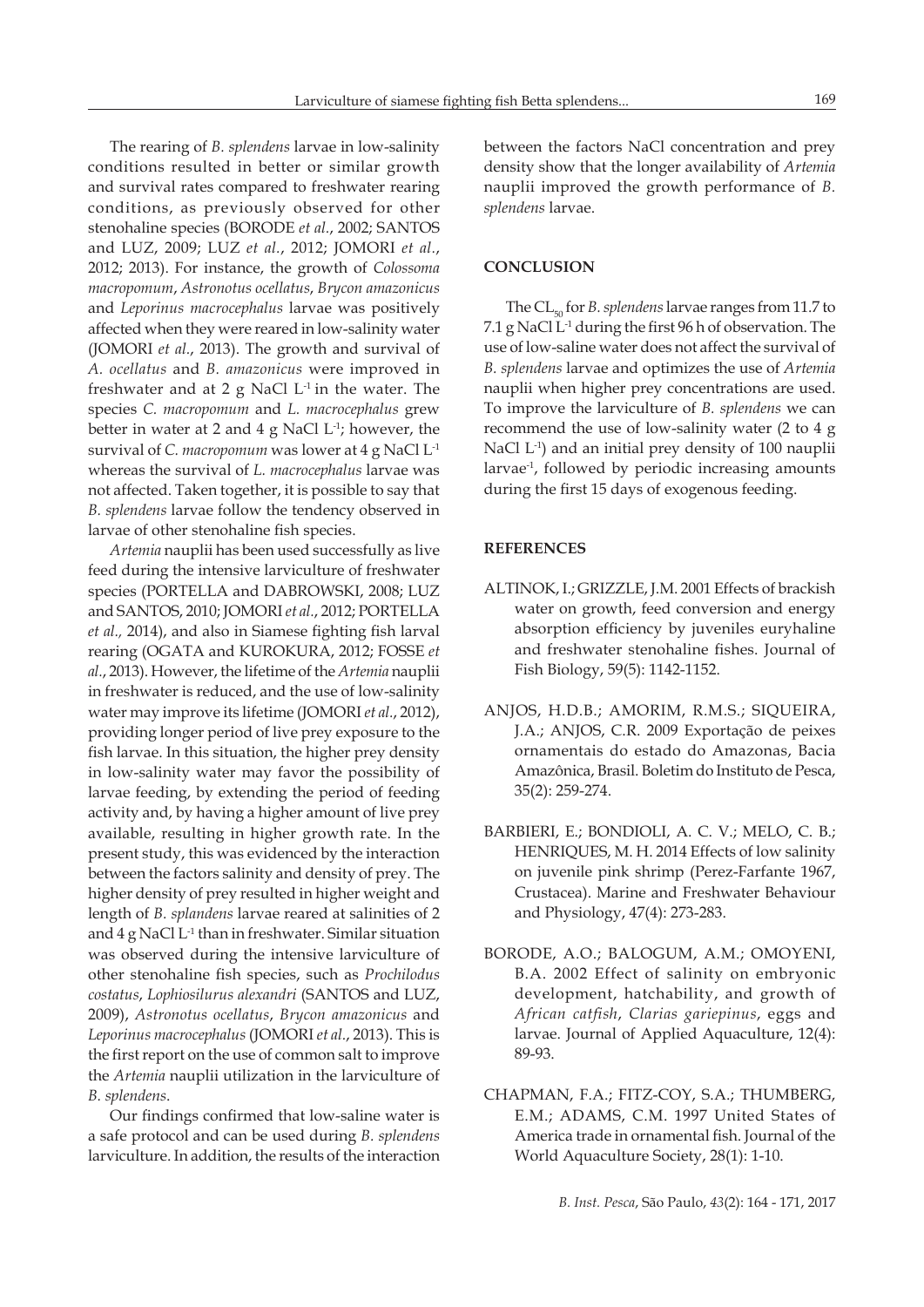The rearing of *B. splendens* larvae in low-salinity conditions resulted in better or similar growth and survival rates compared to freshwater rearing conditions, as previously observed for other stenohaline species (BORODE *et al.*, 2002; SANTOS and LUZ, 2009; LUZ *et al.*, 2012; JOMORI *et al.*, 2012; 2013). For instance, the growth of *Colossoma macropomum*, *Astronotus ocellatus*, *Brycon amazonicus* and *Leporinus macrocephalus* larvae was positively affected when they were reared in low-salinity water (JOMORI *et al.*, 2013). The growth and survival of *A. ocellatus* and *B. amazonicus* were improved in freshwater and at 2 g NaCl $L^{-1}$ in the water. The species *C. macropomum* and *L. macrocephalus* grew better in water at 2 and 4 g NaCl $L^{-1}$; however, the survival of *C. macropomum* was lower at 4 g NaCl $L^{-1}$ whereas the survival of *L. macrocephalus* larvae was not affected. Taken together, it is possible to say that *B. splendens* larvae follow the tendency observed in larvae of other stenohaline fish species.

*Artemia* nauplii has been used successfully as live feed during the intensive larviculture of freshwater species (PORTELLA and DABROWSKI, 2008; LUZ and SANTOS, 2010; JOMORI *et al.*, 2012; PORTELLA *et al.,* 2014), and also in Siamese fighting fish larval rearing (OGATA and KUROKURA, 2012; FOSSE *et al.*, 2013). However, the lifetime of the *Artemia* nauplii in freshwater is reduced, and the use of low-salinity water may improve its lifetime (JOMORI *et al.*, 2012), providing longer period of live prey exposure to the fish larvae. In this situation, the higher prey density in low-salinity water may favor the possibility of larvae feeding, by extending the period of feeding activity and, by having a higher amount of live prey available, resulting in higher growth rate. In the present study, this was evidenced by the interaction between the factors salinity and density of prey. The higher density of prey resulted in higher weight and length of *B. splandens* larvae reared at salinities of 2 and 4 g NaCl $L^{-1}$ than in freshwater. Similar situation was observed during the intensive larviculture of other stenohaline fish species, such as *Prochilodus costatus*, *Lophiosilurus alexandri* (SANTOS and LUZ, 2009), *Astronotus ocellatus*, *Brycon amazonicus* and *Leporinus macrocephalus* (JOMORI *et al.*, 2013). This is the first report on the use of common salt to improve the *Artemia* nauplii utilization in the larviculture of *B. splendens*.

Our findings confirmed that low-saline water is a safe protocol and can be used during *B. splendens* larviculture. In addition, the results of the interaction between the factors NaCl concentration and prey density show that the longer availability of *Artemia* nauplii improved the growth performance of *B. splendens* larvae.

## CONCLUSION

The $CL_{50}$ for *B. splendens* larvae ranges from 11.7 to 7.1 g NaCl $L^{-1}$ during the first 96 h of observation. The use of low-saline water does not affect the survival of *B. splendens* larvae and optimizes the use of *Artemia* nauplii when higher prey concentrations are used. To improve the larviculture of *B. splendens* we can recommend the use of low-salinity water (2 to 4 g NaCl $L^{-1}$) and an initial prey density of 100 nauplii $larvae^{-1}$, followed by periodic increasing amounts during the first 15 days of exogenous feeding.

## REFERENCES

ALTINOK, I.; GRIZZLE, J.M. 2001 Effects of brackish water on growth, feed conversion and energy absorption efficiency by juveniles euryhaline and freshwater stenohaline fishes. Journal of Fish Biology, 59(5): 1142-1152.

ANJOS, H.D.B.; AMORIM, R.M.S.; SIQUEIRA, J.A.; ANJOS, C.R. 2009 Exportação de peixes ornamentais do estado do Amazonas, Bacia Amazônica, Brasil. Boletim do Instituto de Pesca, 35(2): 259-274.

BARBIERI, E.; BONDIOLI, A. C. V.; MELO, C. B.; HENRIQUES, M. H. 2014 Effects of low salinity on juvenile pink shrimp (Perez-Farfante 1967, Crustacea). Marine and Freshwater Behaviour and Physiology, 47(4): 273-283.

BORODE, A.O.; BALOGUM, A.M.; OMOYENI, B.A. 2002 Effect of salinity on embryonic development, hatchability, and growth of *African catfish*, *Clarias gariepinus*, eggs and larvae. Journal of Applied Aquaculture, 12(4): 89-93.

CHAPMAN, F.A.; FITZ-COY, S.A.; THUMBERG, E.M.; ADAMS, C.M. 1997 United States of America trade in ornamental fish. Journal of the World Aquaculture Society, 28(1): 1-10.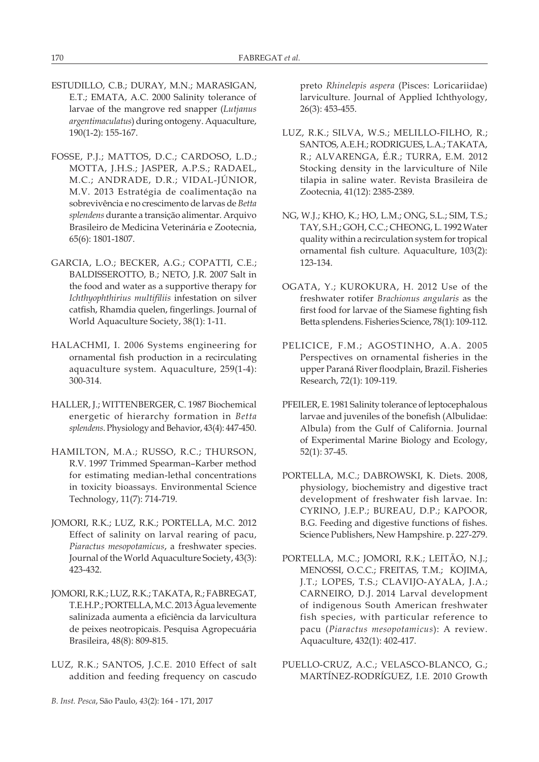ESTUDILLO, C.B.; DURAY, M.N.; MARASIGAN, E.T.; EMATA, A.C. 2000 Salinity tolerance of larvae of the mangrove red snapper (*Lutjanus argentimaculatus*) during ontogeny. Aquaculture, 190(1-2): 155-167.

FOSSE, P.J.; MATTOS, D.C.; CARDOSO, L.D.; MOTTA, J.H.S.; JASPER, A.P.S.; RADAEL, M.C.; ANDRADE, D.R.; VIDAL-JÚNIOR, M.V. 2013 Estratégia de coalimentação na sobrevivência e no crescimento de larvas de *Betta splendens* durante a transição alimentar. Arquivo Brasileiro de Medicina Veterinária e Zootecnia, 65(6): 1801-1807.

GARCIA, L.O.; BECKER, A.G.; COPATTI, C.E.; BALDISSEROTTO, B.; NETO, J.R. 2007 Salt in the food and water as a supportive therapy for *Ichthyophthirius multifiliis* infestation on silver catfish, Rhamdia quelen, fingerlings. Journal of World Aquaculture Society, 38(1): 1-11.

HALACHMI, I. 2006 Systems engineering for ornamental fish production in a recirculating aquaculture system. Aquaculture, 259(1-4): 300-314.

HALLER, J.; WITTENBERGER, C. 1987 Biochemical energetic of hierarchy formation in *Betta splendens*. Physiology and Behavior, 43(4): 447-450.

HAMILTON, M.A.; RUSSO, R.C.; THURSON, R.V. 1997 Trimmed Spearman–Karber method for estimating median-lethal concentrations in toxicity bioassays. Environmental Science Technology, 11(7): 714-719.

JOMORI, R.K.; LUZ, R.K.; PORTELLA, M.C. 2012 Effect of salinity on larval rearing of pacu, *Piaractus mesopotamicus*, a freshwater species. Journal of the World Aquaculture Society, 43(3): 423-432.

JOMORI, R.K.; LUZ, R.K.; TAKATA, R.; FABREGAT, T.E.H.P.; PORTELLA, M.C. 2013 Água levemente salinizada aumenta a eficiência da larvicultura de peixes neotropicais. Pesquisa Agropecuária Brasileira, 48(8): 809-815.

LUZ, R.K.; SANTOS, J.C.E. 2010 Effect of salt addition and feeding frequency on cascudo preto *Rhinelepis aspera* (Pisces: Loricariidae) larviculture. Journal of Applied Ichthyology, 26(3): 453-455.

LUZ, R.K.; SILVA, W.S.; MELILLO-FILHO, R.; SANTOS, A.E.H.; RODRIGUES, L.A.; TAKATA, R.; ALVARENGA, É.R.; TURRA, E.M. 2012 Stocking density in the larviculture of Nile tilapia in saline water. Revista Brasileira de Zootecnia, 41(12): 2385-2389.

NG, W.J.; KHO, K.; HO, L.M.; ONG, S.L.; SIM, T.S.; TAY, S.H.; GOH, C.C.; CHEONG, L. 1992 Water quality within a recirculation system for tropical ornamental fish culture. Aquaculture, 103(2): 123-134.

OGATA, Y.; KUROKURA, H. 2012 Use of the freshwater rotifer *Brachionus angularis* as the first food for larvae of the Siamese fighting fish Betta splendens. Fisheries Science, 78(1): 109-112.

PELICICE, F.M.; AGOSTINHO, A.A. 2005 Perspectives on ornamental fisheries in the upper Paraná River floodplain, Brazil. Fisheries Research, 72(1): 109-119.

PFEILER, E. 1981 Salinity tolerance of leptocephalous larvae and juveniles of the bonefish (Albulidae: Albula) from the Gulf of California. Journal of Experimental Marine Biology and Ecology, 52(1): 37-45.

PORTELLA, M.C.; DABROWSKI, K. Diets. 2008, physiology, biochemistry and digestive tract development of freshwater fish larvae. In: CYRINO, J.E.P.; BUREAU, D.P.; KAPOOR, B.G. Feeding and digestive functions of fishes. Science Publishers, New Hampshire. p. 227-279.

PORTELLA, M.C.; JOMORI, R.K.; LEITÃO, N.J.; MENOSSI, O.C.C.; FREITAS, T.M.; KOJIMA, J.T.; LOPES, T.S.; CLAVIJO-AYALA, J.A.; CARNEIRO, D.J. 2014 Larval development of indigenous South American freshwater fish species, with particular reference to pacu (*Piaractus mesopotamicus*): A review. Aquaculture, 432(1): 402-417.

PUELLO-CRUZ, A.C.; VELASCO-BLANCO, G.; MARTÍNEZ-RODRÍGUEZ, I.E. 2010 Growth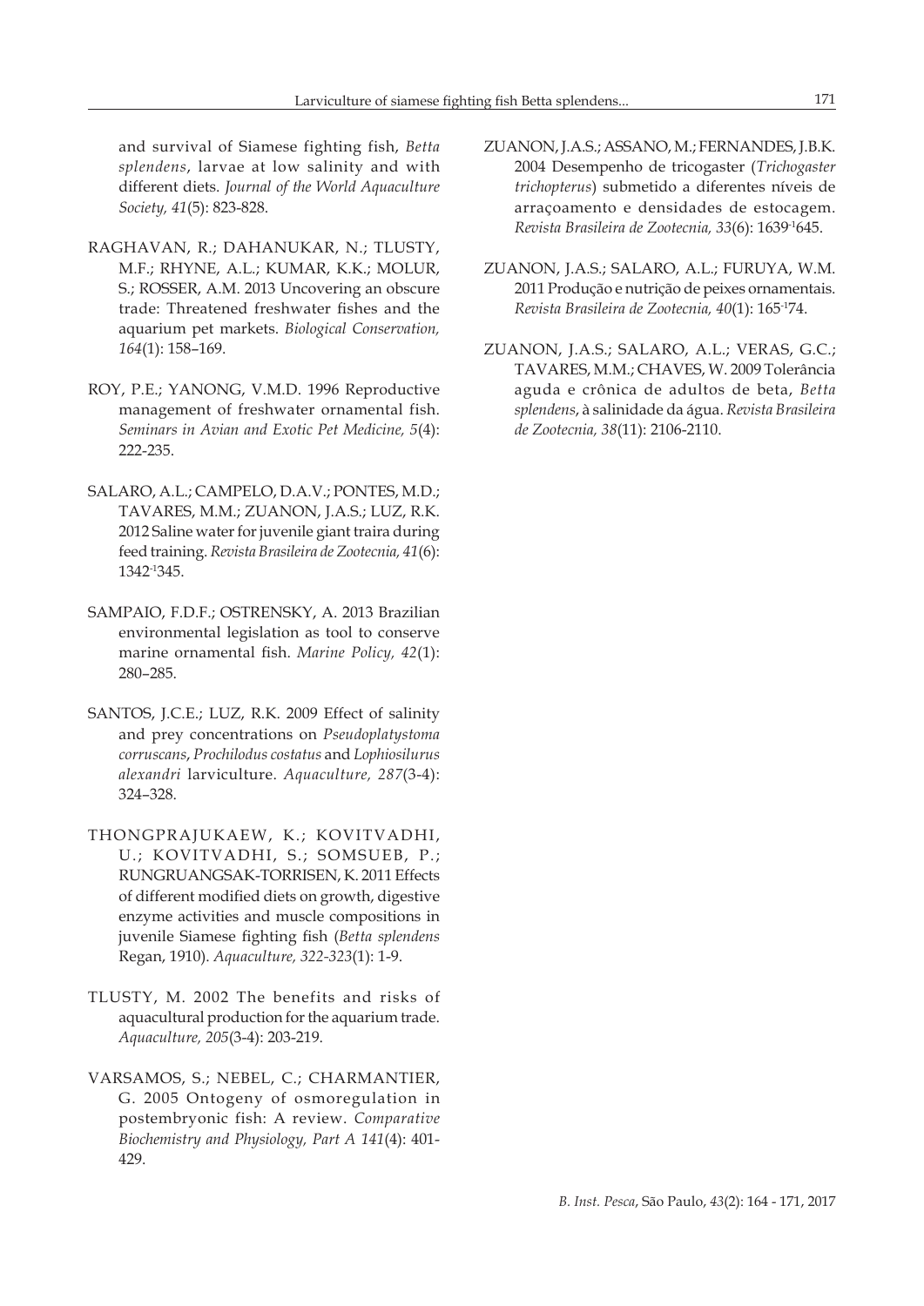and survival of Siamese fighting fish, *Betta splendens*, larvae at low salinity and with different diets. *Journal of the World Aquaculture Society, 41*(5): 823-828.

RAGHAVAN, R.; DAHANUKAR, N.; TLUSTY, M.F.; RHYNE, A.L.; KUMAR, K.K.; MOLUR, S.; ROSSER, A.M. 2013 Uncovering an obscure trade: Threatened freshwater fishes and the aquarium pet markets. *Biological Conservation, 164*(1): 158–169.

ROY, P.E.; YANONG, V.M.D. 1996 Reproductive management of freshwater ornamental fish. *Seminars in Avian and Exotic Pet Medicine, 5*(4): 222-235.

SALARO, A.L.; CAMPELO, D.A.V.; PONTES, M.D.; TAVARES, M.M.; ZUANON, J.A.S.; LUZ, R.K. 2012 Saline water for juvenile giant traira during feed training. *Revista Brasileira de Zootecnia, 41*(6): 1342-1345.

SAMPAIO, F.D.F.; OSTRENSKY, A. 2013 Brazilian environmental legislation as tool to conserve marine ornamental fish. *Marine Policy, 42*(1): 280–285.

SANTOS, J.C.E.; LUZ, R.K. 2009 Effect of salinity and prey concentrations on *Pseudoplatystoma corruscans*, *Prochilodus costatus* and *Lophiosilurus alexandri* larviculture. *Aquaculture, 287*(3-4): 324–328.

THONGPRAJUKAEW, K.; KOVITVADHI, U.; KOVITVADHI, S.; SOMSUEB, P.; RUNGRUANGSAK-TORRISEN, K. 2011 Effects of different modified diets on growth, digestive enzyme activities and muscle compositions in juvenile Siamese fighting fish (*Betta splendens* Regan, 1910). *Aquaculture, 322-323*(1): 1-9.

TLUSTY, M. 2002 The benefits and risks of aquacultural production for the aquarium trade. *Aquaculture, 205*(3-4): 203-219.

VARSAMOS, S.; NEBEL, C.; CHARMANTIER, G. 2005 Ontogeny of osmoregulation in postembryonic fish: A review. *Comparative Biochemistry and Physiology, Part A 141*(4): 401-429.

ZUANON, J.A.S.; ASSANO, M.; FERNANDES, J.B.K. 2004 Desempenho de tricogaster (*Trichogaster trichopterus*) submetido a diferentes níveis de arraçoamento e densidades de estocagem. *Revista Brasileira de Zootecnia, 33*(6): 1639-1645.

ZUANON, J.A.S.; SALARO, A.L.; FURUYA, W.M. 2011 Produção e nutrição de peixes ornamentais. *Revista Brasileira de Zootecnia, 40*(1): 165-174.

ZUANON, J.A.S.; SALARO, A.L.; VERAS, G.C.; TAVARES, M.M.; CHAVES, W. 2009 Tolerância aguda e crônica de adultos de beta, *Betta splendens*, à salinidade da água. *Revista Brasileira de Zootecnia, 38*(11): 2106-2110.